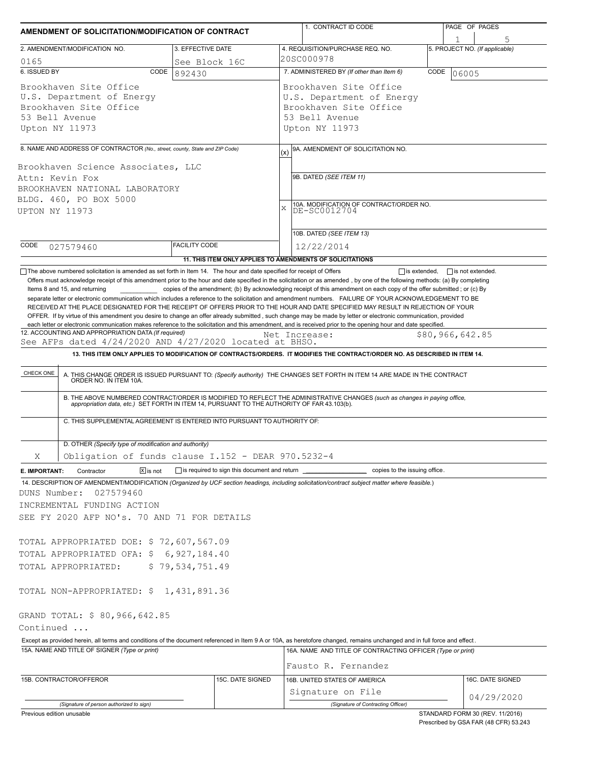# AMENDMENT OF SOLICITATION/MODIFICATION OF CONTRACT

| 1. CONTRACT ID CODE | PAGE OF PAGES |
|---|---|
| | 1 / 5 |

| 2. AMENDMENT/MODIFICATION NO. | 3. EFFECTIVE DATE | 4. REQUISITION/PURCHASE REQ. NO. | 5. PROJECT NO. (If applicable) |
|---|---|---|---|
| 0165 | See Block 16C | 20SC000978 | |

| 6. ISSUED BY CODE 892430 | 7. ADMINISTERED BY (If other than Item 6) CODE 06005 |
|---|---|
| Brookhaven Site Office<br>U.S. Department of Energy<br>Brookhaven Site Office<br>53 Bell Avenue<br>Upton NY 11973 | Brookhaven Site Office<br>U.S. Department of Energy<br>Brookhaven Site Office<br>53 Bell Avenue<br>Upton NY 11973 |

8. NAME AND ADDRESS OF CONTRACTOR (No., street, county, State and ZIP Code)

Brookhaven Science Associates, LLC
Attn: Kevin Fox
BROOKHAVEN NATIONAL LABORATORY
BLDG. 460, PO BOX 5000
UPTON NY 11973

(x) 9A. AMENDMENT OF SOLICITATION NO.

9B. DATED (SEE ITEM 11)

X 10A. MODIFICATION OF CONTRACT/ORDER NO.
DE-SC0012704

10B. DATED (SEE ITEM 13)
12/22/2014

CODE 027579460 FACILITY CODE

### 11. THIS ITEM ONLY APPLIES TO AMENDMENTS OF SOLICITATIONS

☐ The above numbered solicitation is amended as set forth in Item 14. The hour and date specified for receipt of Offers ☐ is extended, ☐ is not extended.

Offers must acknowledge receipt of this amendment prior to the hour and date specified in the solicitation or as amended, by one of the following methods: (a) By completing Items 8 and 15, and returning ______ copies of the amendment; (b) By acknowledging receipt of this amendment on each copy of the offer submitted ; or (c) By separate letter or electronic communication which includes a reference to the solicitation and amendment numbers. FAILURE OF YOUR ACKNOWLEDGEMENT TO BE RECEIVED AT THE PLACE DESIGNATED FOR THE RECEIPT OF OFFERS PRIOR TO THE HOUR AND DATE SPECIFIED MAY RESULT IN REJECTION OF YOUR OFFER. If by virtue of this amendment you desire to change an offer already submitted , such change may be made by letter or electronic communication, provided each letter or electronic communication makes reference to the solicitation and this amendment, and is received prior to the opening hour and date specified.

12. ACCOUNTING AND APPROPRIATION DATA (If required)
See AFPs dated 4/24/2020 AND 4/27/2020 located at BHSO. Net Increase: $80,966,642.85

### 13. THIS ITEM ONLY APPLIES TO MODIFICATION OF CONTRACTS/ORDERS. IT MODIFIES THE CONTRACT/ORDER NO. AS DESCRIBED IN ITEM 14.

| CHECK ONE | |
|---|---|
| | A. THIS CHANGE ORDER IS ISSUED PURSUANT TO: (Specify authority) THE CHANGES SET FORTH IN ITEM 14 ARE MADE IN THE CONTRACT ORDER NO. IN ITEM 10A. |
| | B. THE ABOVE NUMBERED CONTRACT/ORDER IS MODIFIED TO REFLECT THE ADMINISTRATIVE CHANGES (such as changes in paying office, appropriation data, etc.) SET FORTH IN ITEM 14, PURSUANT TO THE AUTHORITY OF FAR 43.103(b). |
| | C. THIS SUPPLEMENTAL AGREEMENT IS ENTERED INTO PURSUANT TO AUTHORITY OF: |
| X | D. OTHER (Specify type of modification and authority)<br>Obligation of funds clause I.152 - DEAR 970.5232-4 |

E. IMPORTANT: Contractor ☒ is not ☐ is required to sign this document and return ______ copies to the issuing office.

14. DESCRIPTION OF AMENDMENT/MODIFICATION (Organized by UCF section headings, including solicitation/contract subject matter where feasible.)

DUNS Number: 027579460
INCREMENTAL FUNDING ACTION
SEE FY 2020 AFP NO's. 70 AND 71 FOR DETAILS

TOTAL APPROPRIATED DOE: $ 72,607,567.09
TOTAL APPROPRIATED OFA: $ 6,927,184.40
TOTAL APPROPRIATED: $ 79,534,751.49

TOTAL NON-APPROPRIATED: $ 1,431,891.36

GRAND TOTAL: $ 80,966,642.85
Continued ...

Except as provided herein, all terms and conditions of the document referenced in Item 9 A or 10A, as heretofore changed, remains unchanged and in full force and effect.

| 15A. NAME AND TITLE OF SIGNER (Type or print) | | 16A. NAME AND TITLE OF CONTRACTING OFFICER (Type or print) | |
|---|---|---|---|
| | | Fausto R. Fernandez | |
| 15B. CONTRACTOR/OFFEROR | 15C. DATE SIGNED | 16B. UNITED STATES OF AMERICA | 16C. DATE SIGNED |
| (Signature of person authorized to sign) | | Signature on File<br>(Signature of Contracting Officer) | 04/29/2020 |

Previous edition unusable

STANDARD FORM 30 (REV. 11/2016)
Prescribed by GSA FAR (48 CFR) 53.243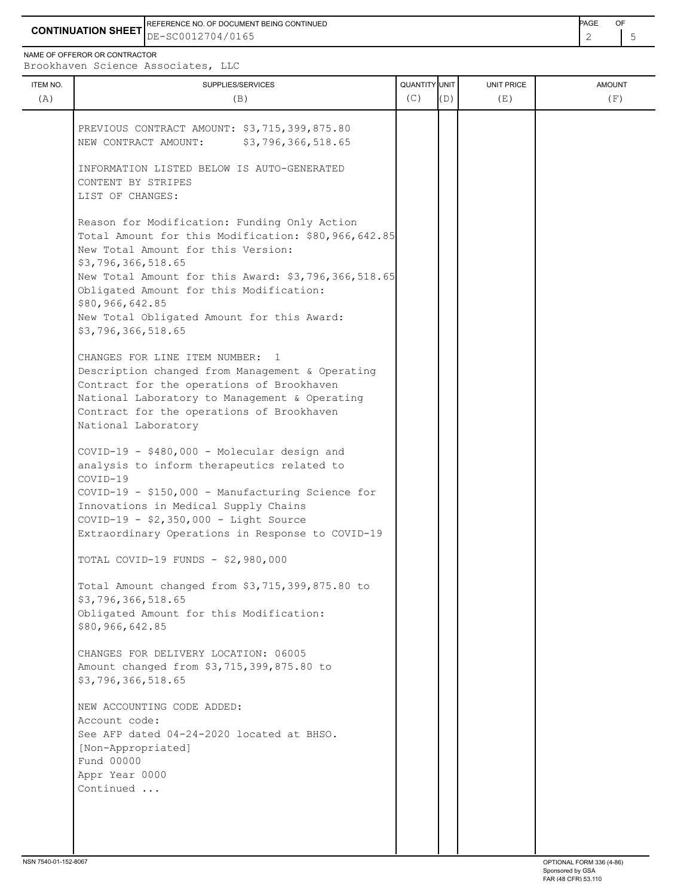**CONTINUATION SHEET**

REFERENCE NO. OF DOCUMENT BEING CONTINUED: DE-SC0012704/0165

NAME OF OFFEROR OR CONTRACTOR: Brookhaven Science Associates, LLC

| ITEM NO. (A) | SUPPLIES/SERVICES (B) | QUANTITY (C) | UNIT (D) | UNIT PRICE (E) | AMOUNT (F) |
|---|---|---|---|---|---|
| | PREVIOUS CONTRACT AMOUNT: $3,715,399,875.80<br>NEW CONTRACT AMOUNT: $3,796,366,518.65<br><br>INFORMATION LISTED BELOW IS AUTO-GENERATED CONTENT BY STRIPES<br>LIST OF CHANGES:<br><br>Reason for Modification: Funding Only Action<br>Total Amount for this Modification: $80,966,642.85<br>New Total Amount for this Version: $3,796,366,518.65<br>New Total Amount for this Award: $3,796,366,518.65<br>Obligated Amount for this Modification: $80,966,642.85<br>New Total Obligated Amount for this Award: $3,796,366,518.65<br><br>CHANGES FOR LINE ITEM NUMBER: 1<br>Description changed from Management & Operating Contract for the operations of Brookhaven National Laboratory to Management & Operating Contract for the operations of Brookhaven National Laboratory<br><br>COVID-19 - $480,000 - Molecular design and analysis to inform therapeutics related to COVID-19<br>COVID-19 - $150,000 - Manufacturing Science for Innovations in Medical Supply Chains<br>COVID-19 - $2,350,000 - Light Source Extraordinary Operations in Response to COVID-19<br><br>TOTAL COVID-19 FUNDS - $2,980,000<br><br>Total Amount changed from $3,715,399,875.80 to $3,796,366,518.65<br>Obligated Amount for this Modification: $80,966,642.85<br><br>CHANGES FOR DELIVERY LOCATION: 06005<br>Amount changed from $3,715,399,875.80 to $3,796,366,518.65<br><br>NEW ACCOUNTING CODE ADDED:<br>Account code:<br>See AFP dated 04-24-2020 located at BHSO.<br>[Non-Appropriated]<br>Fund 00000<br>Appr Year 0000<br>Continued ... | | | | |

NSN 7540-01-152-8067 | OPTIONAL FORM 336 (4-86) Sponsored by GSA FAR (48 CFR) 53.110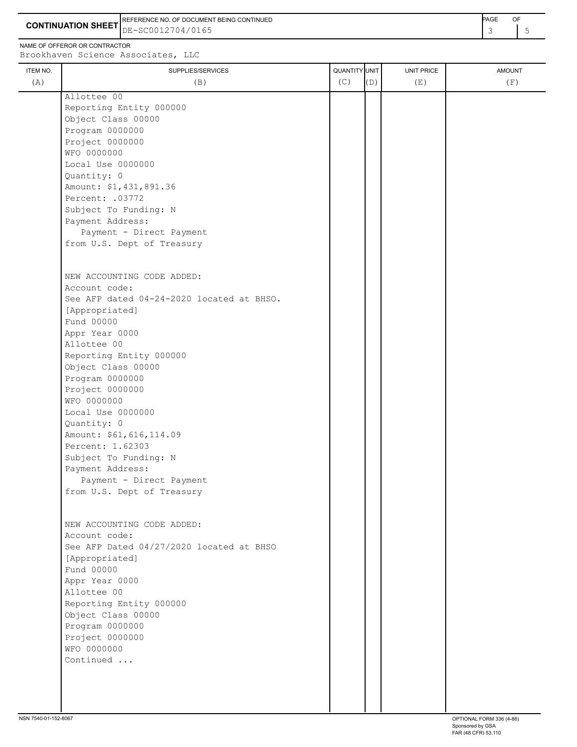**CONTINUATION SHEET**

REFERENCE NO. OF DOCUMENT BEING CONTINUED
DE-SC0012704/0165

NAME OF OFFEROR OR CONTRACTOR
Brookhaven Science Associates, LLC

| ITEM NO. (A) | SUPPLIES/SERVICES (B) | QUANTITY (C) | UNIT (D) | UNIT PRICE (E) | AMOUNT (F) |
|---|---|---|---|---|---|
| | Allottee 00<br>Reporting Entity 000000<br>Object Class 00000<br>Program 0000000<br>Project 0000000<br>WFO 0000000<br>Local Use 0000000<br>Quantity: 0<br>Amount: $1,431,891.36<br>Percent: .03772<br>Subject To Funding: N<br>Payment Address:<br>Payment - Direct Payment<br>from U.S. Dept of Treasury<br><br>NEW ACCOUNTING CODE ADDED:<br>Account code:<br>See AFP dated 04-24-2020 located at BHSO.<br>[Appropriated]<br>Fund 00000<br>Appr Year 0000<br>Allottee 00<br>Reporting Entity 000000<br>Object Class 00000<br>Program 0000000<br>Project 0000000<br>WFO 0000000<br>Local Use 0000000<br>Quantity: 0<br>Amount: $61,616,114.09<br>Percent: 1.62303<br>Subject To Funding: N<br>Payment Address:<br>Payment - Direct Payment<br>from U.S. Dept of Treasury<br><br>NEW ACCOUNTING CODE ADDED:<br>Account code:<br>See AFP Dated 04/27/2020 located at BHSO<br>[Appropriated]<br>Fund 00000<br>Appr Year 0000<br>Allottee 00<br>Reporting Entity 000000<br>Object Class 00000<br>Program 0000000<br>Project 0000000<br>WFO 0000000<br>Continued ... | | | | |

NSN 7540-01-152-8067

OPTIONAL FORM 336 (4-86)
Sponsored by GSA
FAR (48 CFR) 53.110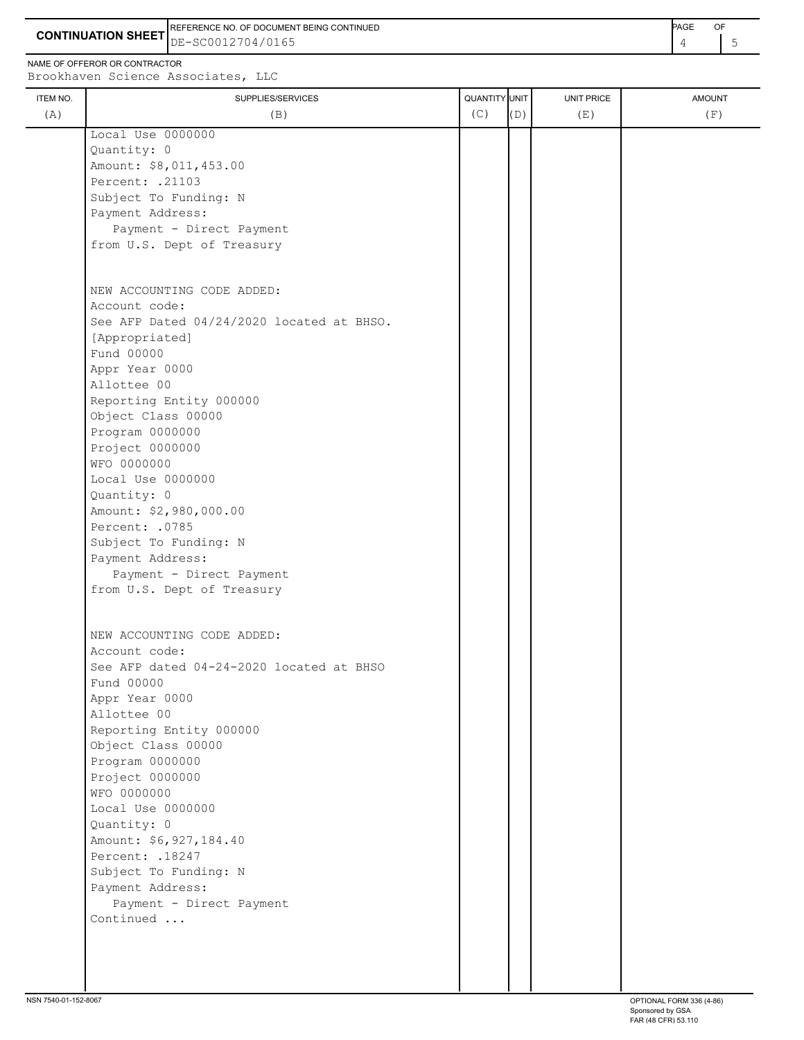**CONTINUATION SHEET**

REFERENCE NO. OF DOCUMENT BEING CONTINUED: DE-SC0012704/0165

NAME OF OFFEROR OR CONTRACTOR: Brookhaven Science Associates, LLC

| ITEM NO. (A) | SUPPLIES/SERVICES (B) | QUANTITY (C) | UNIT (D) | UNIT PRICE (E) | AMOUNT (F) |
|---|---|---|---|---|---|
| | Local Use 0000000<br>Quantity: 0<br>Amount: $8,011,453.00<br>Percent: .21103<br>Subject To Funding: N<br>Payment Address:<br>Payment - Direct Payment<br>from U.S. Dept of Treasury<br><br>NEW ACCOUNTING CODE ADDED:<br>Account code:<br>See AFP Dated 04/24/2020 located at BHSO.<br>[Appropriated]<br>Fund 00000<br>Appr Year 0000<br>Allottee 00<br>Reporting Entity 000000<br>Object Class 00000<br>Program 0000000<br>Project 0000000<br>WFO 0000000<br>Local Use 0000000<br>Quantity: 0<br>Amount: $2,980,000.00<br>Percent: .0785<br>Subject To Funding: N<br>Payment Address:<br>Payment - Direct Payment<br>from U.S. Dept of Treasury<br><br>NEW ACCOUNTING CODE ADDED:<br>Account code:<br>See AFP dated 04-24-2020 located at BHSO<br>Fund 00000<br>Appr Year 0000<br>Allottee 00<br>Reporting Entity 000000<br>Object Class 00000<br>Program 0000000<br>Project 0000000<br>WFO 0000000<br>Local Use 0000000<br>Quantity: 0<br>Amount: $6,927,184.40<br>Percent: .18247<br>Subject To Funding: N<br>Payment Address:<br>Payment - Direct Payment<br>Continued ... | | | | |

NSN 7540-01-152-8067 — OPTIONAL FORM 336 (4-86) Sponsored by GSA FAR (48 CFR) 53.110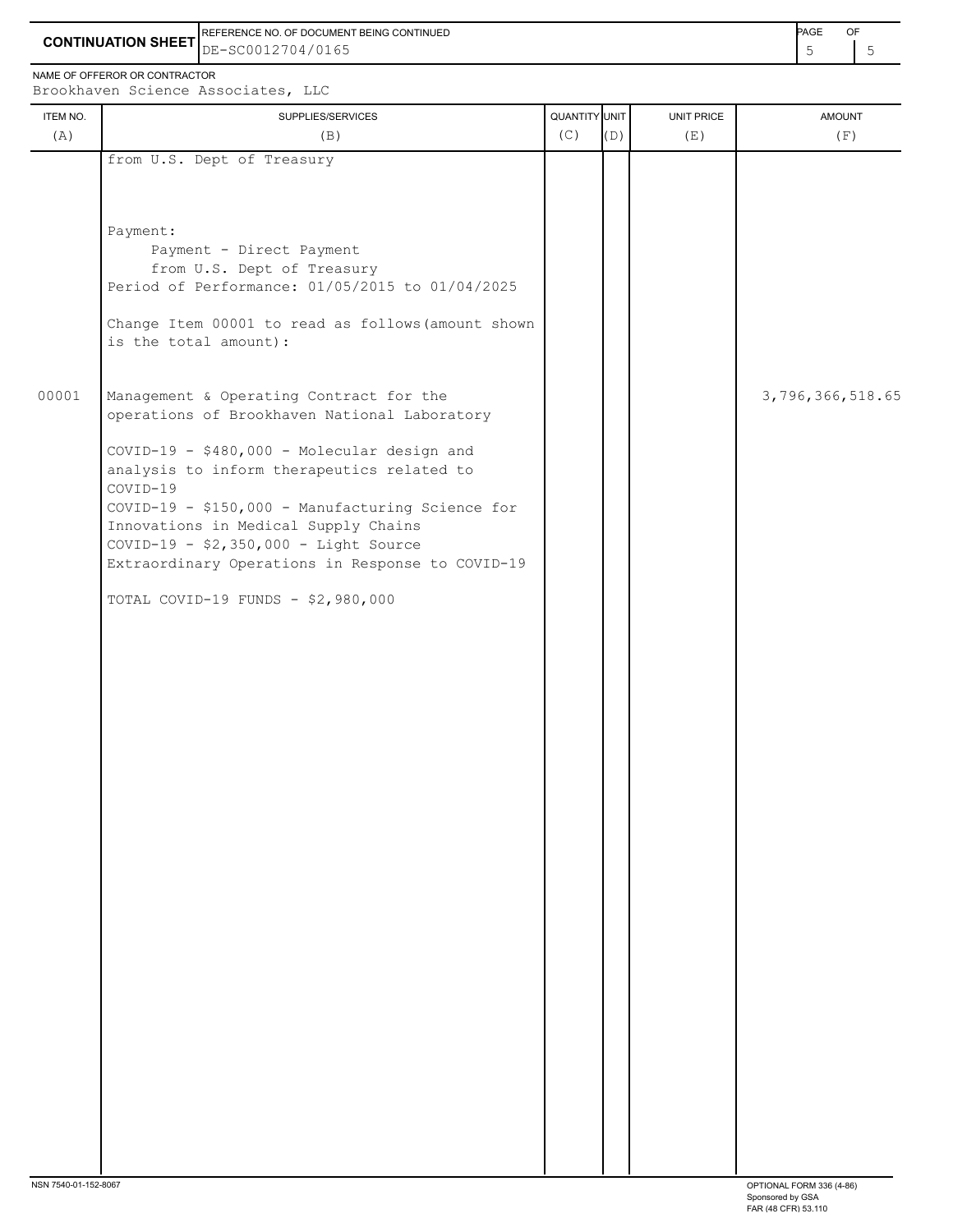**CONTINUATION SHEET**

REFERENCE NO. OF DOCUMENT BEING CONTINUED: DE-SC0012704/0165

NAME OF OFFEROR OR CONTRACTOR: Brookhaven Science Associates, LLC

| ITEM NO. (A) | SUPPLIES/SERVICES (B) | QUANTITY (C) | UNIT (D) | UNIT PRICE (E) | AMOUNT (F) |
|---|---|---|---|---|---|
| | from U.S. Dept of Treasury | | | | |
| | Payment:<br>Payment - Direct Payment<br>from U.S. Dept of Treasury<br>Period of Performance: 01/05/2015 to 01/04/2025 | | | | |
| | Change Item 00001 to read as follows(amount shown is the total amount): | | | | |
| 00001 | Management & Operating Contract for the operations of Brookhaven National Laboratory<br><br>COVID-19 - $480,000 - Molecular design and analysis to inform therapeutics related to COVID-19<br>COVID-19 - $150,000 - Manufacturing Science for Innovations in Medical Supply Chains<br>COVID-19 - $2,350,000 - Light Source Extraordinary Operations in Response to COVID-19<br><br>TOTAL COVID-19 FUNDS - $2,980,000 | | | | 3,796,366,518.65 |

NSN 7540-01-152-8067

OPTIONAL FORM 336 (4-86)
Sponsored by GSA
FAR (48 CFR) 53.110